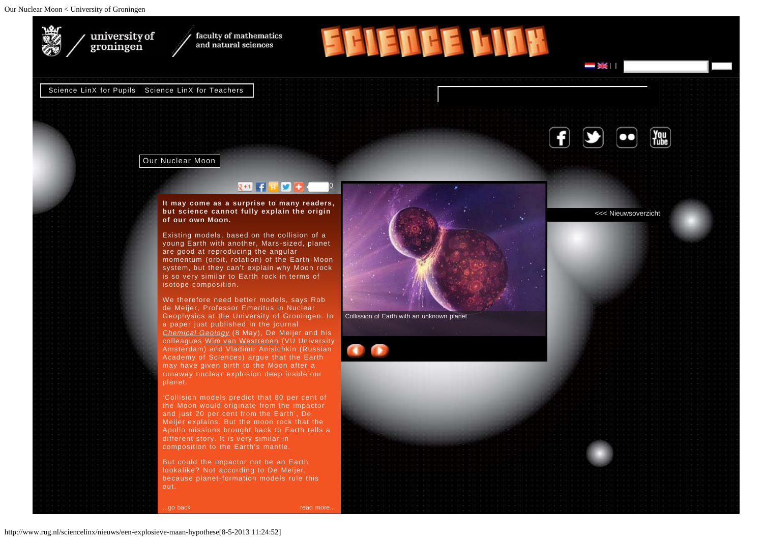university of groningen / faculty of mathematics and natural sciences

SCIENCE LINX

Science LinX for Pupils  Science LinX for Teachers

# Our Nuclear Moon

**It may come as a surprise to many readers, but science cannot fully explain the origin of our own Moon.**

Existing models, based on the collision of a young Earth with another, Mars-sized, planet are good at reproducing the angular momentum (orbit, rotation) of the Earth-Moon system, but they can't explain why Moon rock is so very similar to Earth rock in terms of isotope composition.

We therefore need better models, says Rob de Meijer, Professor Emeritus in Nuclear Geophysics at the University of Groningen. In a paper just published in the journal *Chemical Geology* (8 May), De Meijer and his colleagues Wim van Westrenen (VU University Amsterdam) and Vladimir Anisichkin (Russian Academy of Sciences) argue that the Earth may have given birth to the Moon after a runaway nuclear explosion deep inside our planet.

'Collision models predict that 80 per cent of the Moon would originate from the impactor and just 20 per cent from the Earth', De Meijer explains. But the moon rock that the Apollo missions brought back to Earth tells a different story. It is very similar in composition to the Earth's mantle.

But could the impactor not be an Earth lookalike? Not according to De Meijer, because planet-formation models rule this out.

...go back  read more...

Collission of Earth with an unknown planet

<<< Nieuwsoverzicht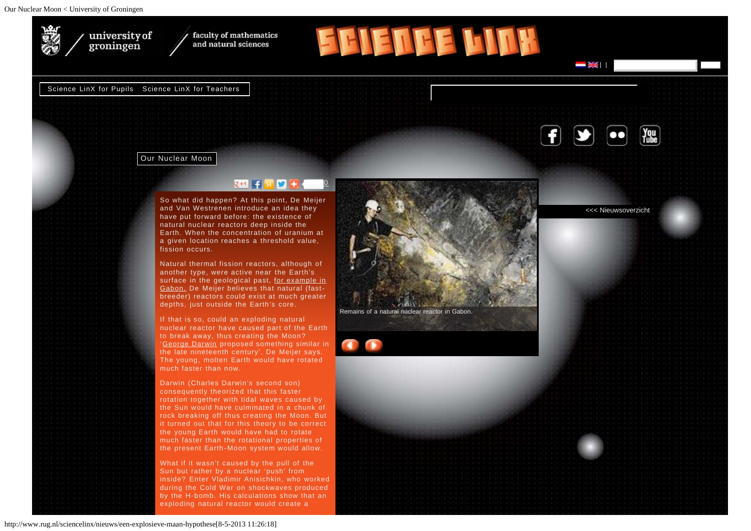Science LinX for Pupils   Science LinX for Teachers

## Our Nuclear Moon

So what did happen? At this point, De Meijer and Van Westrenen introduce an idea they have put forward before: the existence of natural nuclear reactors deep inside the Earth. When the concentration of uranium at a given location reaches a threshold value, fission occurs.

Natural thermal fission reactors, although of another type, were active near the Earth's surface in the geological past, for example in Gabon. De Meijer believes that natural (fast-breeder) reactors could exist at much greater depths, just outside the Earth's core.

If that is so, could an exploding natural nuclear reactor have caused part of the Earth to break away, thus creating the Moon? 'George Darwin proposed something similar in the late nineteenth century', De Meijer says. The young, molten Earth would have rotated much faster than now.

Darwin (Charles Darwin's second son) consequently theorized that this faster rotation together with tidal waves caused by the Sun would have culminated in a chunk of rock breaking off thus creating the Moon. But it turned out that for this theory to be correct the young Earth would have had to rotate much faster than the rotational properties of the present Earth-Moon system would allow.

What if it wasn't caused by the pull of the Sun but rather by a nuclear 'push' from inside? Enter Vladimir Anisichkin, who worked during the Cold War on shockwaves produced by the H-bomb. His calculations show that an exploding natural reactor would create a

Remains of a natural nuclear reactor in Gabon.

<<< Nieuwsoverzicht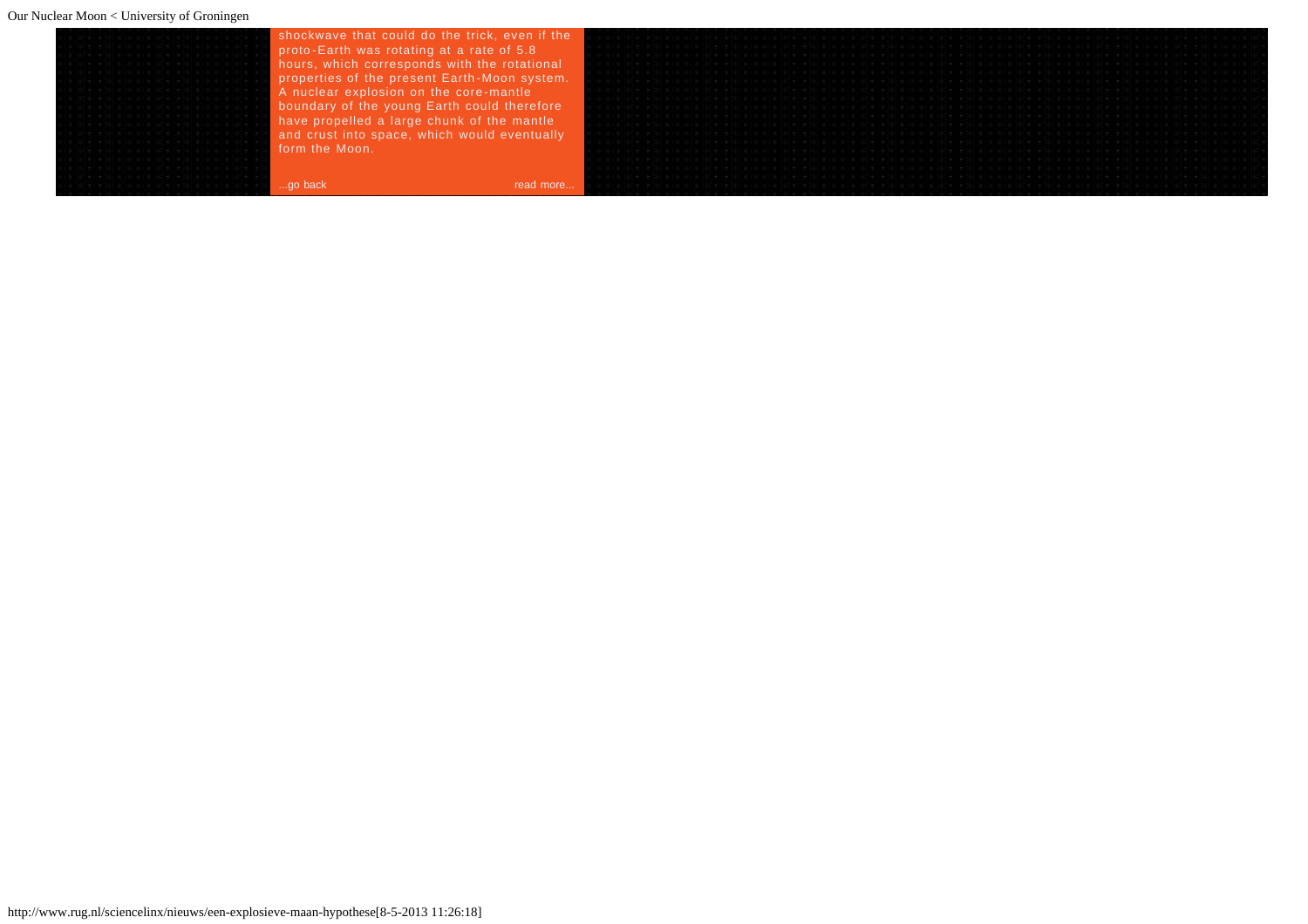shockwave that could do the trick, even if the proto-Earth was rotating at a rate of 5.8 hours, which corresponds with the rotational properties of the present Earth-Moon system. A nuclear explosion on the core-mantle boundary of the young Earth could therefore have propelled a large chunk of the mantle and crust into space, which would eventually form the Moon.

...go back read more...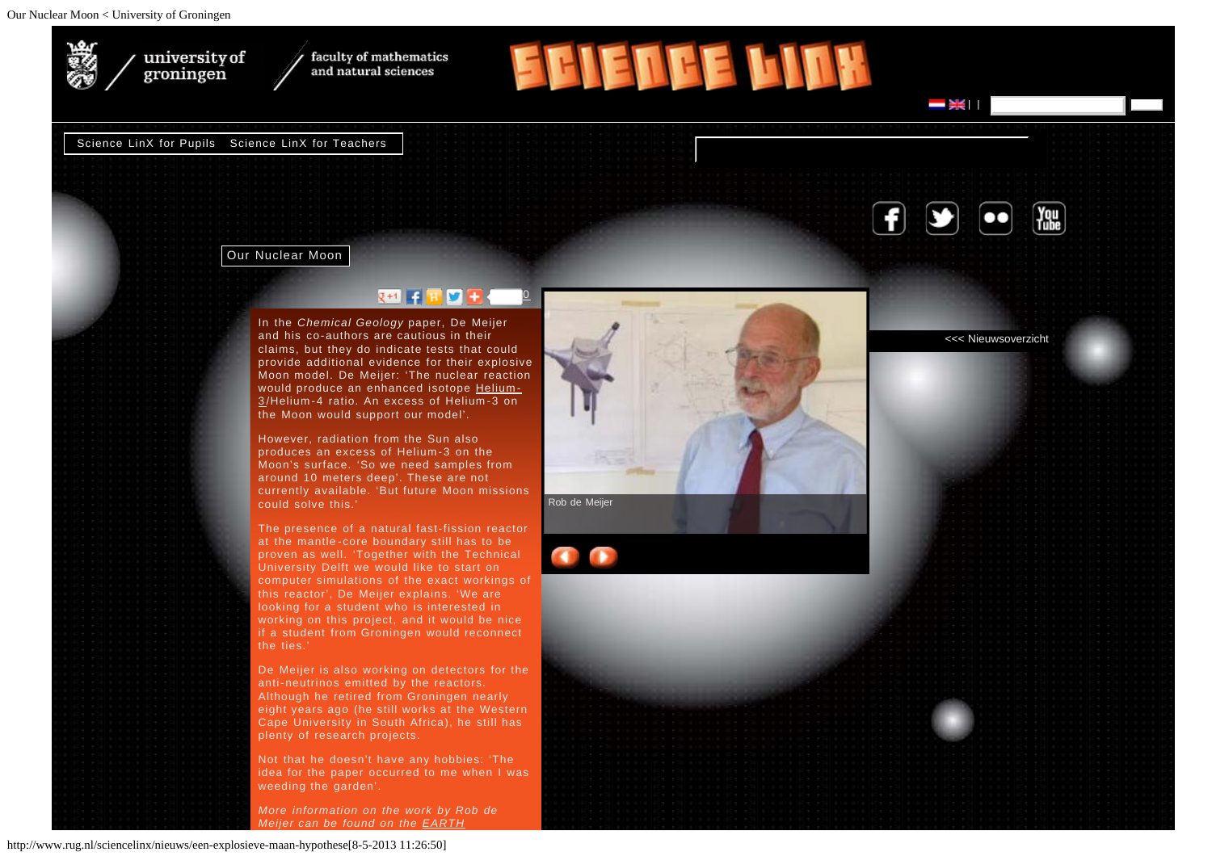Science LinX for Pupils Science LinX for Teachers

# Our Nuclear Moon

In the *Chemical Geology* paper, De Meijer and his co-authors are cautious in their claims, but they do indicate tests that could provide additional evidence for their explosive Moon model. De Meijer: 'The nuclear reaction would produce an enhanced isotope Helium-3/Helium-4 ratio. An excess of Helium-3 on the Moon would support our model'.

However, radiation from the Sun also produces an excess of Helium-3 on the Moon's surface. 'So we need samples from around 10 meters deep'. These are not currently available. 'But future Moon missions could solve this.'

The presence of a natural fast-fission reactor at the mantle-core boundary still has to be proven as well. 'Together with the Technical University Delft we would like to start on computer simulations of the exact workings of this reactor', De Meijer explains. 'We are looking for a student who is interested in working on this project, and it would be nice if a student from Groningen would reconnect the ties.'

De Meijer is also working on detectors for the anti-neutrinos emitted by the reactors. Although he retired from Groningen nearly eight years ago (he still works at the Western Cape University in South Africa), he still has plenty of research projects.

Not that he doesn't have any hobbies: 'The idea for the paper occurred to me when I was weeding the garden'.

*More information on the work by Rob de Meijer can be found on the EARTH*

Rob de Meijer

<<< Nieuwsoverzicht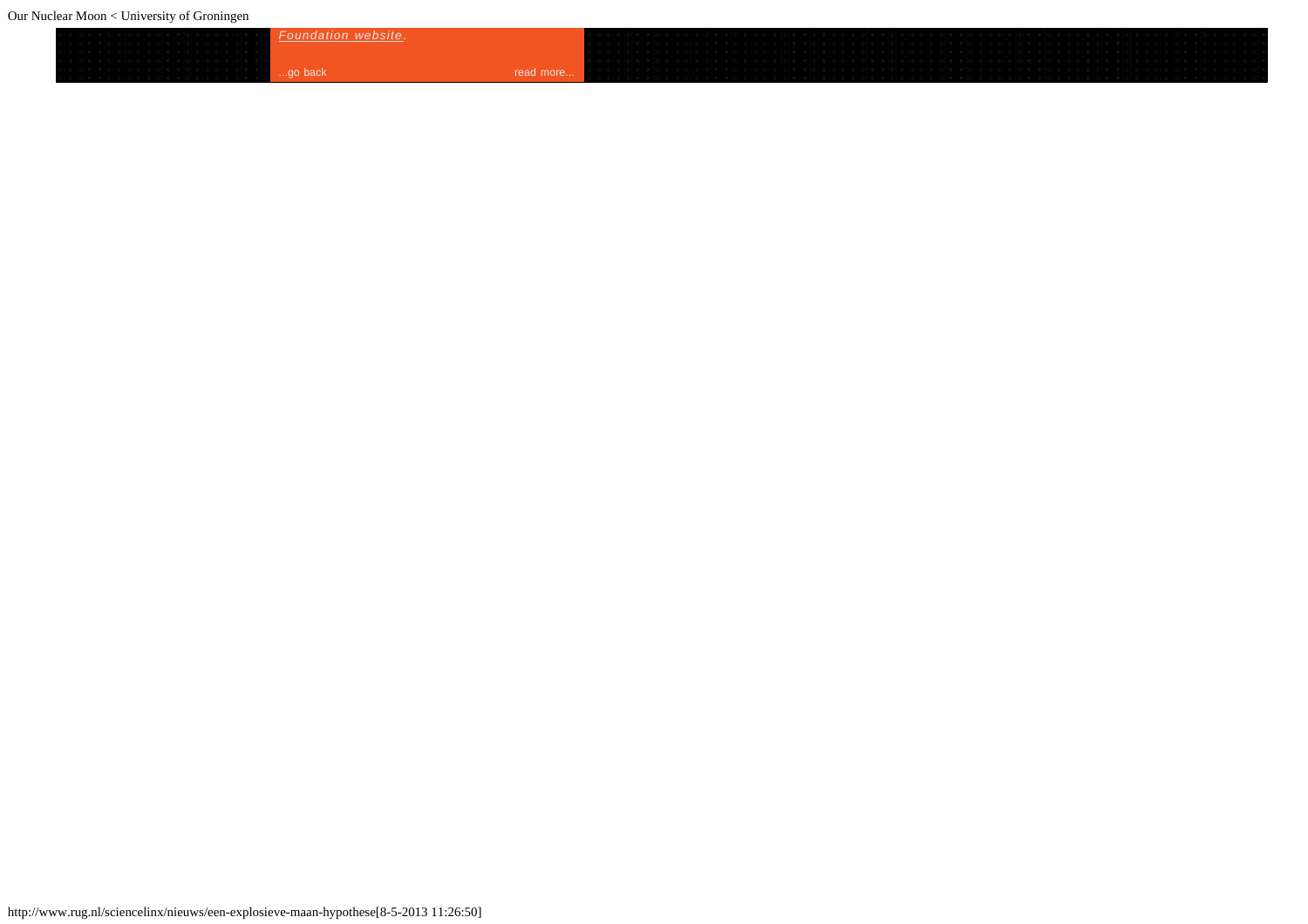*Foundation website*.

...go back

read more...